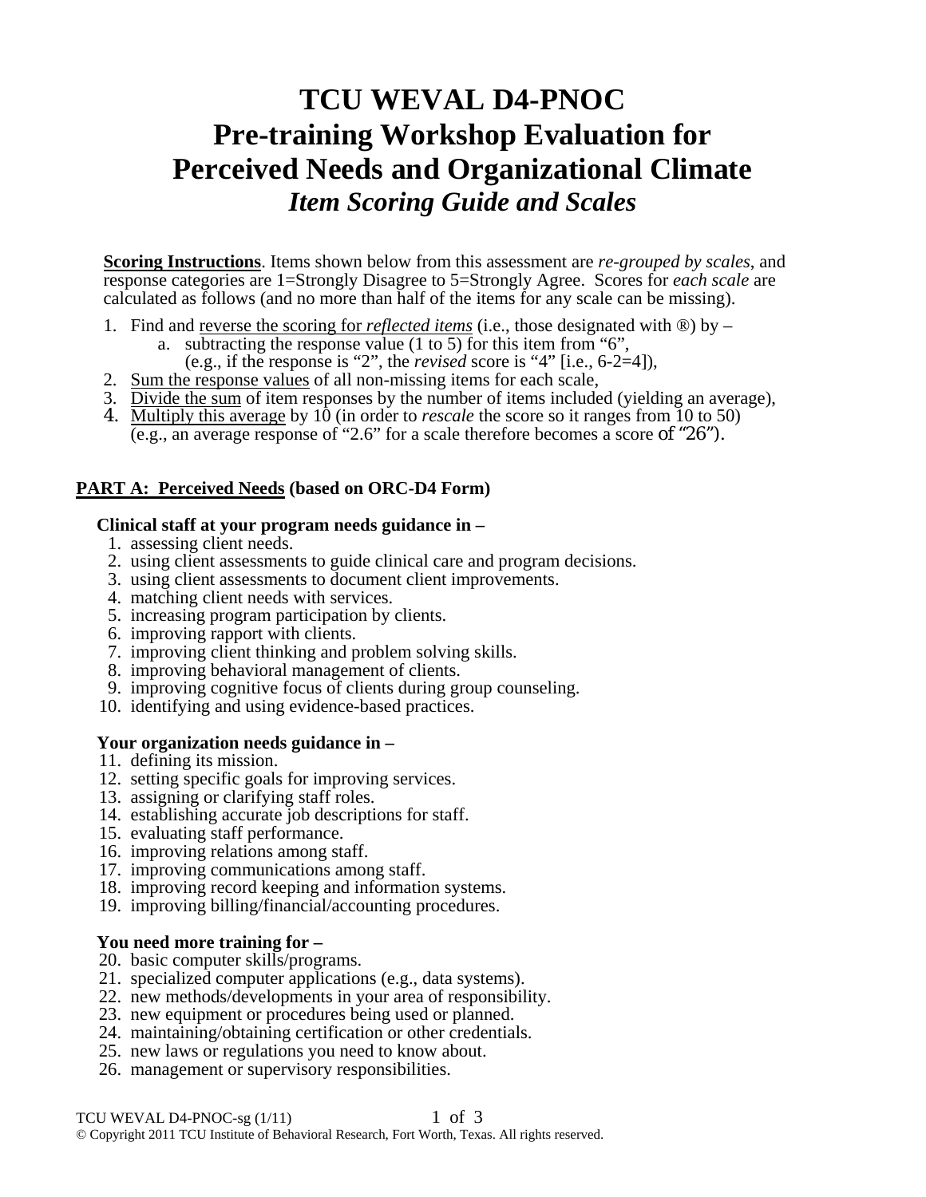# TCU WEVAL D4-PNOC
# Pre-training Workshop Evaluation for Perceived Needs and Organizational Climate
## *Item Scoring Guide and Scales*

**<u>Scoring Instructions</u>**. Items shown below from this assessment are *re-grouped by scales*, and response categories are 1=Strongly Disagree to 5=Strongly Agree. Scores for *each scale* are calculated as follows (and no more than half of the items for any scale can be missing).

1. Find and <u>reverse the scoring for *reflected items*</u> (i.e., those designated with ®) by –
   a. subtracting the response value (1 to 5) for this item from "6",
      (e.g., if the response is "2", the *revised* score is "4" [i.e., 6-2=4]),
2. <u>Sum the response values</u> of all non-missing items for each scale,
3. <u>Divide the sum</u> of item responses by the number of items included (yielding an average),
4. <u>Multiply this average</u> by 10 (in order to *rescale* the score so it ranges from 10 to 50) (e.g., an average response of "2.6" for a scale therefore becomes a score of "26").

### <u>PART A: Perceived Needs</u> (based on ORC-D4 Form)

**Clinical staff at your program needs guidance in –**

1. assessing client needs.
2. using client assessments to guide clinical care and program decisions.
3. using client assessments to document client improvements.
4. matching client needs with services.
5. increasing program participation by clients.
6. improving rapport with clients.
7. improving client thinking and problem solving skills.
8. improving behavioral management of clients.
9. improving cognitive focus of clients during group counseling.
10. identifying and using evidence-based practices.

**Your organization needs guidance in –**

11. defining its mission.
12. setting specific goals for improving services.
13. assigning or clarifying staff roles.
14. establishing accurate job descriptions for staff.
15. evaluating staff performance.
16. improving relations among staff.
17. improving communications among staff.
18. improving record keeping and information systems.
19. improving billing/financial/accounting procedures.

**You need more training for –**

20. basic computer skills/programs.
21. specialized computer applications (e.g., data systems).
22. new methods/developments in your area of responsibility.
23. new equipment or procedures being used or planned.
24. maintaining/obtaining certification or other credentials.
25. new laws or regulations you need to know about.
26. management or supervisory responsibilities.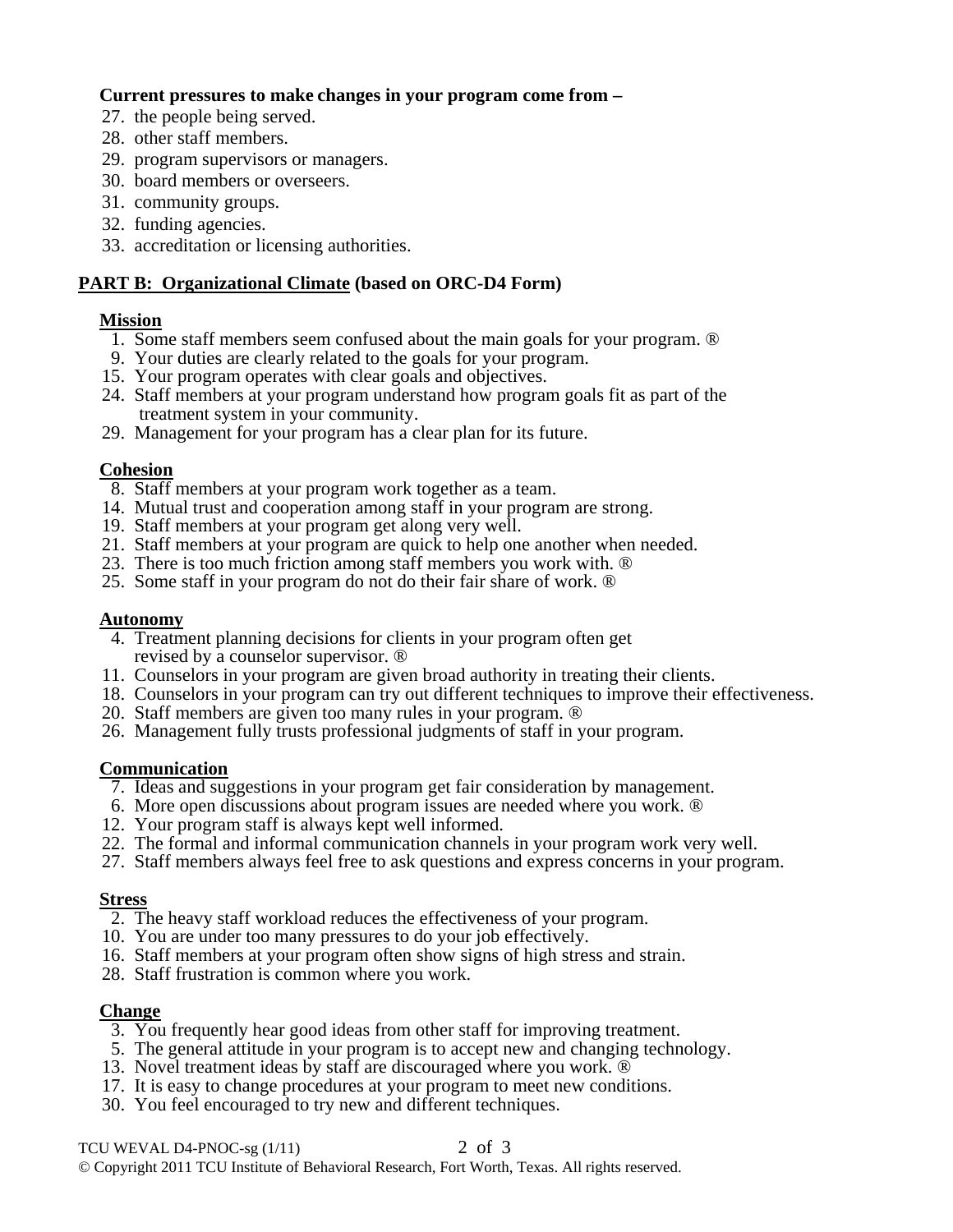**Current pressures to make changes in your program come from –**

27. the people being served.
28. other staff members.
29. program supervisors or managers.
30. board members or overseers.
31. community groups.
32. funding agencies.
33. accreditation or licensing authorities.

## PART B: Organizational Climate (based on ORC-D4 Form)

### Mission

1. Some staff members seem confused about the main goals for your program. ®
9. Your duties are clearly related to the goals for your program.
15. Your program operates with clear goals and objectives.
24. Staff members at your program understand how program goals fit as part of the treatment system in your community.
29. Management for your program has a clear plan for its future.

### Cohesion

8. Staff members at your program work together as a team.
14. Mutual trust and cooperation among staff in your program are strong.
19. Staff members at your program get along very well.
21. Staff members at your program are quick to help one another when needed.
23. There is too much friction among staff members you work with. ®
25. Some staff in your program do not do their fair share of work. ®

### Autonomy

4. Treatment planning decisions for clients in your program often get revised by a counselor supervisor. ®
11. Counselors in your program are given broad authority in treating their clients.
18. Counselors in your program can try out different techniques to improve their effectiveness.
20. Staff members are given too many rules in your program. ®
26. Management fully trusts professional judgments of staff in your program.

### Communication

7. Ideas and suggestions in your program get fair consideration by management.
6. More open discussions about program issues are needed where you work. ®
12. Your program staff is always kept well informed.
22. The formal and informal communication channels in your program work very well.
27. Staff members always feel free to ask questions and express concerns in your program.

### Stress

2. The heavy staff workload reduces the effectiveness of your program.
10. You are under too many pressures to do your job effectively.
16. Staff members at your program often show signs of high stress and strain.
28. Staff frustration is common where you work.

### Change

3. You frequently hear good ideas from other staff for improving treatment.
5. The general attitude in your program is to accept new and changing technology.
13. Novel treatment ideas by staff are discouraged where you work. ®
17. It is easy to change procedures at your program to meet new conditions.
30. You feel encouraged to try new and different techniques.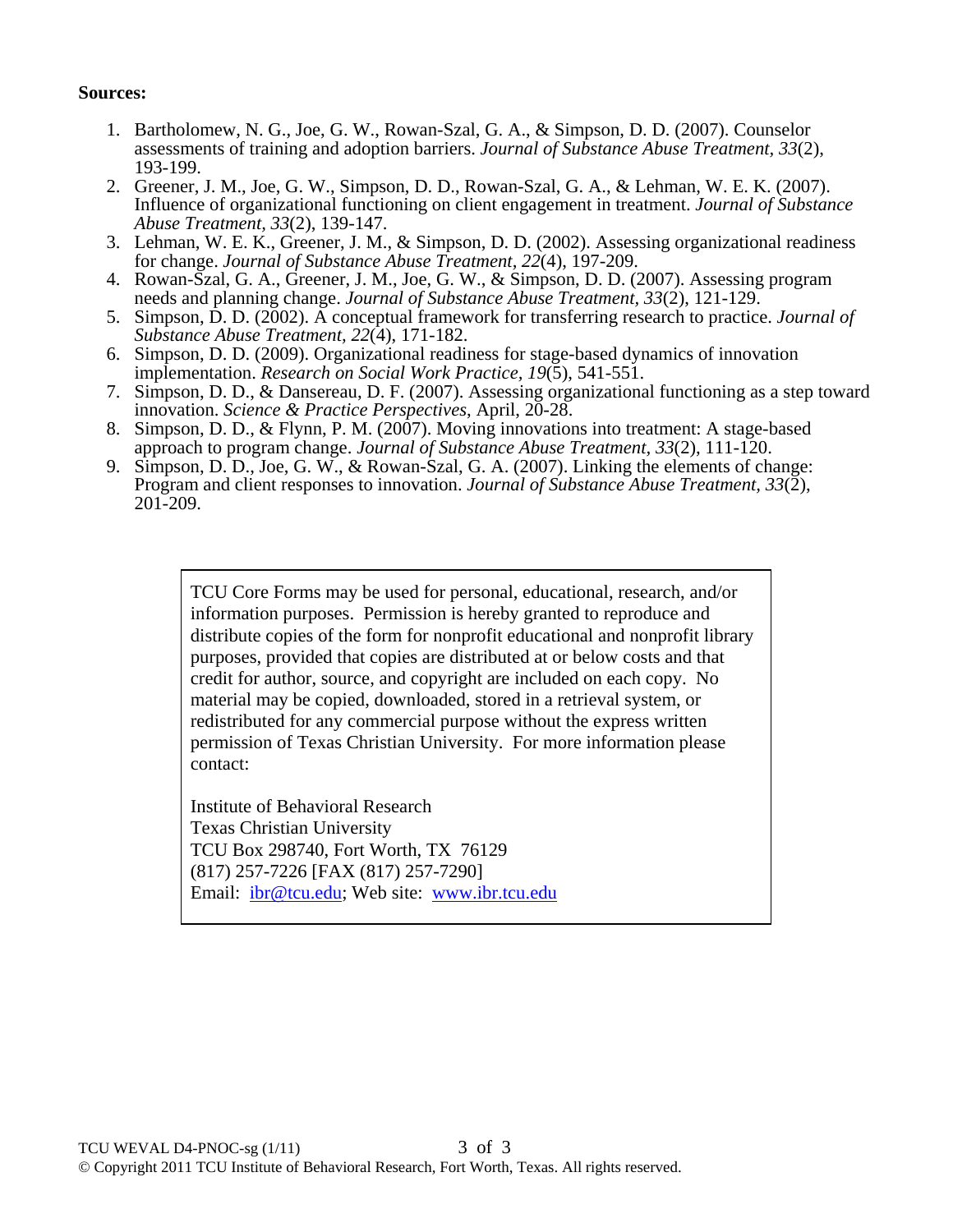**Sources:**

1. Bartholomew, N. G., Joe, G. W., Rowan-Szal, G. A., & Simpson, D. D. (2007). Counselor assessments of training and adoption barriers. *Journal of Substance Abuse Treatment, 33*(2), 193-199.
2. Greener, J. M., Joe, G. W., Simpson, D. D., Rowan-Szal, G. A., & Lehman, W. E. K. (2007). Influence of organizational functioning on client engagement in treatment. *Journal of Substance Abuse Treatment, 33*(2), 139-147.
3. Lehman, W. E. K., Greener, J. M., & Simpson, D. D. (2002). Assessing organizational readiness for change. *Journal of Substance Abuse Treatment, 22*(4), 197-209.
4. Rowan-Szal, G. A., Greener, J. M., Joe, G. W., & Simpson, D. D. (2007). Assessing program needs and planning change. *Journal of Substance Abuse Treatment, 33*(2), 121-129.
5. Simpson, D. D. (2002). A conceptual framework for transferring research to practice. *Journal of Substance Abuse Treatment, 22*(4), 171-182.
6. Simpson, D. D. (2009). Organizational readiness for stage-based dynamics of innovation implementation. *Research on Social Work Practice, 19*(5), 541-551.
7. Simpson, D. D., & Dansereau, D. F. (2007). Assessing organizational functioning as a step toward innovation. *Science & Practice Perspectives*, April, 20-28.
8. Simpson, D. D., & Flynn, P. M. (2007). Moving innovations into treatment: A stage-based approach to program change. *Journal of Substance Abuse Treatment, 33*(2), 111-120.
9. Simpson, D. D., Joe, G. W., & Rowan-Szal, G. A. (2007). Linking the elements of change: Program and client responses to innovation. *Journal of Substance Abuse Treatment, 33*(2), 201-209.

TCU Core Forms may be used for personal, educational, research, and/or information purposes. Permission is hereby granted to reproduce and distribute copies of the form for nonprofit educational and nonprofit library purposes, provided that copies are distributed at or below costs and that credit for author, source, and copyright are included on each copy. No material may be copied, downloaded, stored in a retrieval system, or redistributed for any commercial purpose without the express written permission of Texas Christian University. For more information please contact:

Institute of Behavioral Research
Texas Christian University
TCU Box 298740, Fort Worth, TX 76129
(817) 257-7226 [FAX (817) 257-7290]
Email: ibr@tcu.edu; Web site: www.ibr.tcu.edu

TCU WEVAL D4-PNOC-sg (1/11)

© Copyright 2011 TCU Institute of Behavioral Research, Fort Worth, Texas. All rights reserved.